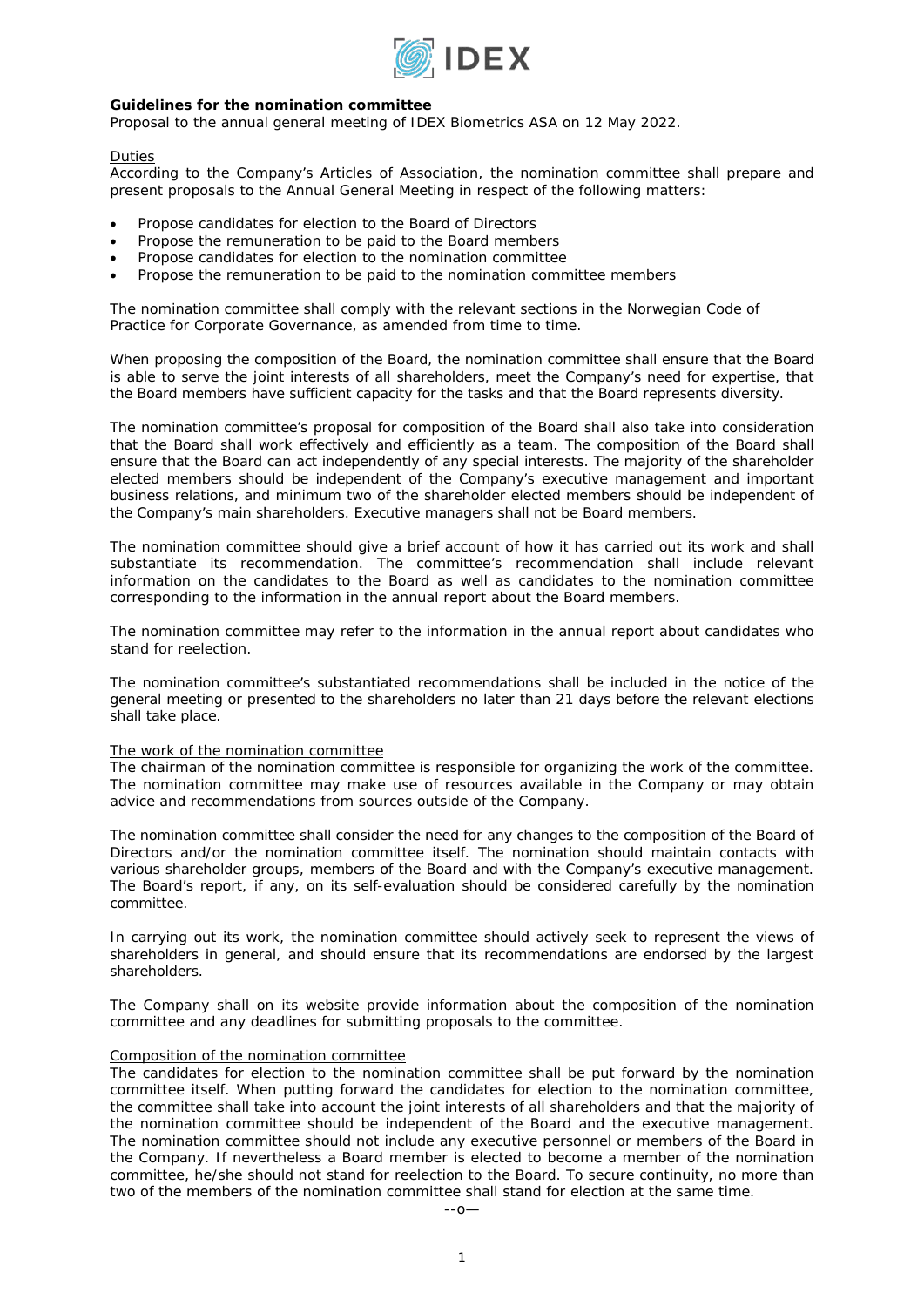**Guidelines for the nomination committee**
Proposal to the annual general meeting of IDEX Biometrics ASA on 12 May 2022.

Duties
According to the Company's Articles of Association, the nomination committee shall prepare and present proposals to the Annual General Meeting in respect of the following matters:

- Propose candidates for election to the Board of Directors
- Propose the remuneration to be paid to the Board members
- Propose candidates for election to the nomination committee
- Propose the remuneration to be paid to the nomination committee members

The nomination committee shall comply with the relevant sections in the Norwegian Code of Practice for Corporate Governance, as amended from time to time.

When proposing the composition of the Board, the nomination committee shall ensure that the Board is able to serve the joint interests of all shareholders, meet the Company's need for expertise, that the Board members have sufficient capacity for the tasks and that the Board represents diversity.

The nomination committee's proposal for composition of the Board shall also take into consideration that the Board shall work effectively and efficiently as a team. The composition of the Board shall ensure that the Board can act independently of any special interests. The majority of the shareholder elected members should be independent of the Company's executive management and important business relations, and minimum two of the shareholder elected members should be independent of the Company's main shareholders. Executive managers shall not be Board members.

The nomination committee should give a brief account of how it has carried out its work and shall substantiate its recommendation. The committee's recommendation shall include relevant information on the candidates to the Board as well as candidates to the nomination committee corresponding to the information in the annual report about the Board members.

The nomination committee may refer to the information in the annual report about candidates who stand for reelection.

The nomination committee's substantiated recommendations shall be included in the notice of the general meeting or presented to the shareholders no later than 21 days before the relevant elections shall take place.

The work of the nomination committee
The chairman of the nomination committee is responsible for organizing the work of the committee. The nomination committee may make use of resources available in the Company or may obtain advice and recommendations from sources outside of the Company.

The nomination committee shall consider the need for any changes to the composition of the Board of Directors and/or the nomination committee itself. The nomination should maintain contacts with various shareholder groups, members of the Board and with the Company's executive management. The Board's report, if any, on its self-evaluation should be considered carefully by the nomination committee.

In carrying out its work, the nomination committee should actively seek to represent the views of shareholders in general, and should ensure that its recommendations are endorsed by the largest shareholders.

The Company shall on its website provide information about the composition of the nomination committee and any deadlines for submitting proposals to the committee.

Composition of the nomination committee
The candidates for election to the nomination committee shall be put forward by the nomination committee itself. When putting forward the candidates for election to the nomination committee, the committee shall take into account the joint interests of all shareholders and that the majority of the nomination committee should be independent of the Board and the executive management. The nomination committee should not include any executive personnel or members of the Board in the Company. If nevertheless a Board member is elected to become a member of the nomination committee, he/she should not stand for reelection to the Board. To secure continuity, no more than two of the members of the nomination committee shall stand for election at the same time.

--o—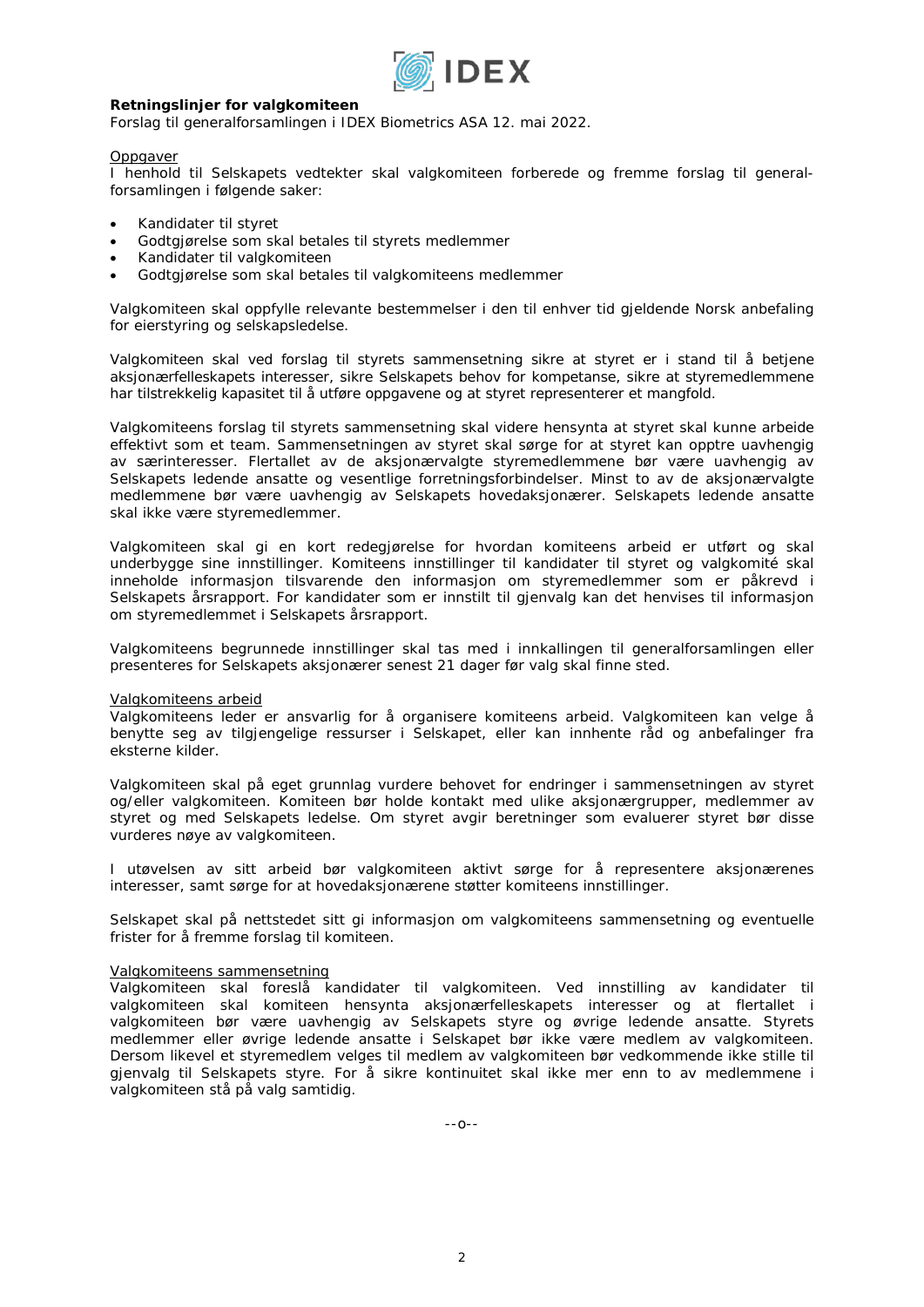**Retningslinjer for valgkomiteen**
Forslag til generalforsamlingen i IDEX Biometrics ASA 12. mai 2022.

Oppgaver

I henhold til Selskapets vedtekter skal valgkomiteen forberede og fremme forslag til generalforsamlingen i følgende saker:

- Kandidater til styret
- Godtgjørelse som skal betales til styrets medlemmer
- Kandidater til valgkomiteen
- Godtgjørelse som skal betales til valgkomiteens medlemmer

Valgkomiteen skal oppfylle relevante bestemmelser i den til enhver tid gjeldende Norsk anbefaling for eierstyring og selskapsledelse.

Valgkomiteen skal ved forslag til styrets sammensetning sikre at styret er i stand til å betjene aksjonærfelleskapets interesser, sikre Selskapets behov for kompetanse, sikre at styremedlemmene har tilstrekkelig kapasitet til å utføre oppgavene og at styret representerer et mangfold.

Valgkomiteens forslag til styrets sammensetning skal videre hensynta at styret skal kunne arbeide effektivt som et team. Sammensetningen av styret skal sørge for at styret kan opptre uavhengig av særinteresser. Flertallet av de aksjonærvalgte styremedlemmene bør være uavhengig av Selskapets ledende ansatte og vesentlige forretningsforbindelser. Minst to av de aksjonærvalgte medlemmene bør være uavhengig av Selskapets hovedaksjonærer. Selskapets ledende ansatte skal ikke være styremedlemmer.

Valgkomiteen skal gi en kort redegjørelse for hvordan komiteens arbeid er utført og skal underbygge sine innstillinger. Komiteens innstillinger til kandidater til styret og valgkomité skal inneholde informasjon tilsvarende den informasjon om styremedlemmer som er påkrevd i Selskapets årsrapport. For kandidater som er innstilt til gjenvalg kan det henvises til informasjon om styremedlemmet i Selskapets årsrapport.

Valgkomiteens begrunnede innstillinger skal tas med i innkallingen til generalforsamlingen eller presenteres for Selskapets aksjonærer senest 21 dager før valg skal finne sted.

Valgkomiteens arbeid

Valgkomiteens leder er ansvarlig for å organisere komiteens arbeid. Valgkomiteen kan velge å benytte seg av tilgjengelige ressurser i Selskapet, eller kan innhente råd og anbefalinger fra eksterne kilder.

Valgkomiteen skal på eget grunnlag vurdere behovet for endringer i sammensetningen av styret og/eller valgkomiteen. Komiteen bør holde kontakt med ulike aksjonærgrupper, medlemmer av styret og med Selskapets ledelse. Om styret avgir beretninger som evaluerer styret bør disse vurderes nøye av valgkomiteen.

I utøvelsen av sitt arbeid bør valgkomiteen aktivt sørge for å representere aksjonærenes interesser, samt sørge for at hovedaksjonærene støtter komiteens innstillinger.

Selskapet skal på nettstedet sitt gi informasjon om valgkomiteens sammensetning og eventuelle frister for å fremme forslag til komiteen.

Valgkomiteens sammensetning

Valgkomiteen skal foreslå kandidater til valgkomiteen. Ved innstilling av kandidater til valgkomiteen skal komiteen hensynta aksjonærfelleskapets interesser og at flertallet i valgkomiteen bør være uavhengig av Selskapets styre og øvrige ledende ansatte. Styrets medlemmer eller øvrige ledende ansatte i Selskapet bør ikke være medlem av valgkomiteen. Dersom likevel et styremedlem velges til medlem av valgkomiteen bør vedkommende ikke stille til gjenvalg til Selskapets styre. For å sikre kontinuitet skal ikke mer enn to av medlemmene i valgkomiteen stå på valg samtidig.

--o--